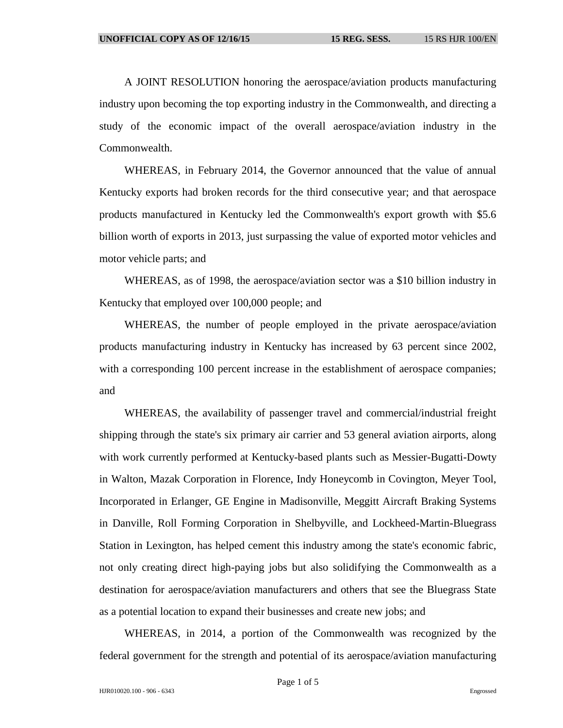A JOINT RESOLUTION honoring the aerospace/aviation products manufacturing industry upon becoming the top exporting industry in the Commonwealth, and directing a study of the economic impact of the overall aerospace/aviation industry in the Commonwealth.

WHEREAS, in February 2014, the Governor announced that the value of annual Kentucky exports had broken records for the third consecutive year; and that aerospace products manufactured in Kentucky led the Commonwealth's export growth with $5.6 billion worth of exports in 2013, just surpassing the value of exported motor vehicles and motor vehicle parts; and

WHEREAS, as of 1998, the aerospace/aviation sector was a $10 billion industry in Kentucky that employed over 100,000 people; and

WHEREAS, the number of people employed in the private aerospace/aviation products manufacturing industry in Kentucky has increased by 63 percent since 2002, with a corresponding 100 percent increase in the establishment of aerospace companies; and

WHEREAS, the availability of passenger travel and commercial/industrial freight shipping through the state's six primary air carrier and 53 general aviation airports, along with work currently performed at Kentucky-based plants such as Messier-Bugatti-Dowty in Walton, Mazak Corporation in Florence, Indy Honeycomb in Covington, Meyer Tool, Incorporated in Erlanger, GE Engine in Madisonville, Meggitt Aircraft Braking Systems in Danville, Roll Forming Corporation in Shelbyville, and Lockheed-Martin-Bluegrass Station in Lexington, has helped cement this industry among the state's economic fabric, not only creating direct high-paying jobs but also solidifying the Commonwealth as a destination for aerospace/aviation manufacturers and others that see the Bluegrass State as a potential location to expand their businesses and create new jobs; and

WHEREAS, in 2014, a portion of the Commonwealth was recognized by the federal government for the strength and potential of its aerospace/aviation manufacturing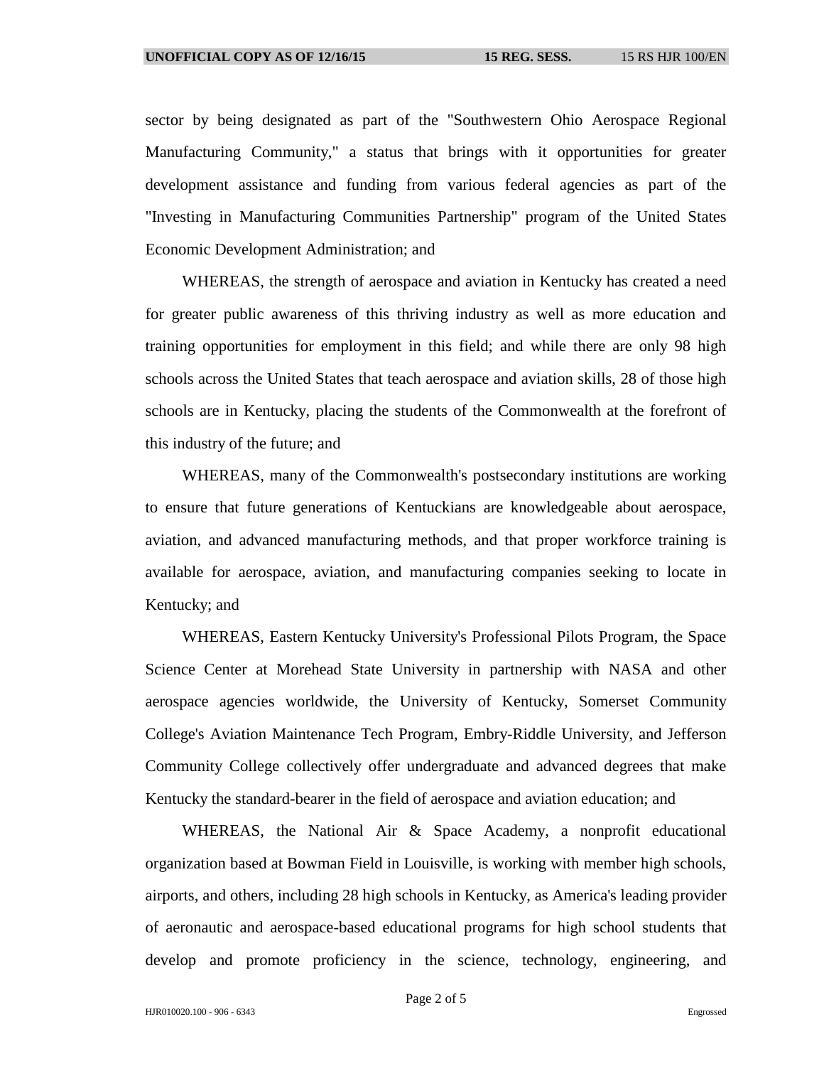sector by being designated as part of the "Southwestern Ohio Aerospace Regional Manufacturing Community," a status that brings with it opportunities for greater development assistance and funding from various federal agencies as part of the "Investing in Manufacturing Communities Partnership" program of the United States Economic Development Administration; and

WHEREAS, the strength of aerospace and aviation in Kentucky has created a need for greater public awareness of this thriving industry as well as more education and training opportunities for employment in this field; and while there are only 98 high schools across the United States that teach aerospace and aviation skills, 28 of those high schools are in Kentucky, placing the students of the Commonwealth at the forefront of this industry of the future; and

WHEREAS, many of the Commonwealth's postsecondary institutions are working to ensure that future generations of Kentuckians are knowledgeable about aerospace, aviation, and advanced manufacturing methods, and that proper workforce training is available for aerospace, aviation, and manufacturing companies seeking to locate in Kentucky; and

WHEREAS, Eastern Kentucky University's Professional Pilots Program, the Space Science Center at Morehead State University in partnership with NASA and other aerospace agencies worldwide, the University of Kentucky, Somerset Community College's Aviation Maintenance Tech Program, Embry-Riddle University, and Jefferson Community College collectively offer undergraduate and advanced degrees that make Kentucky the standard-bearer in the field of aerospace and aviation education; and

WHEREAS, the National Air & Space Academy, a nonprofit educational organization based at Bowman Field in Louisville, is working with member high schools, airports, and others, including 28 high schools in Kentucky, as America's leading provider of aeronautic and aerospace-based educational programs for high school students that develop and promote proficiency in the science, technology, engineering, and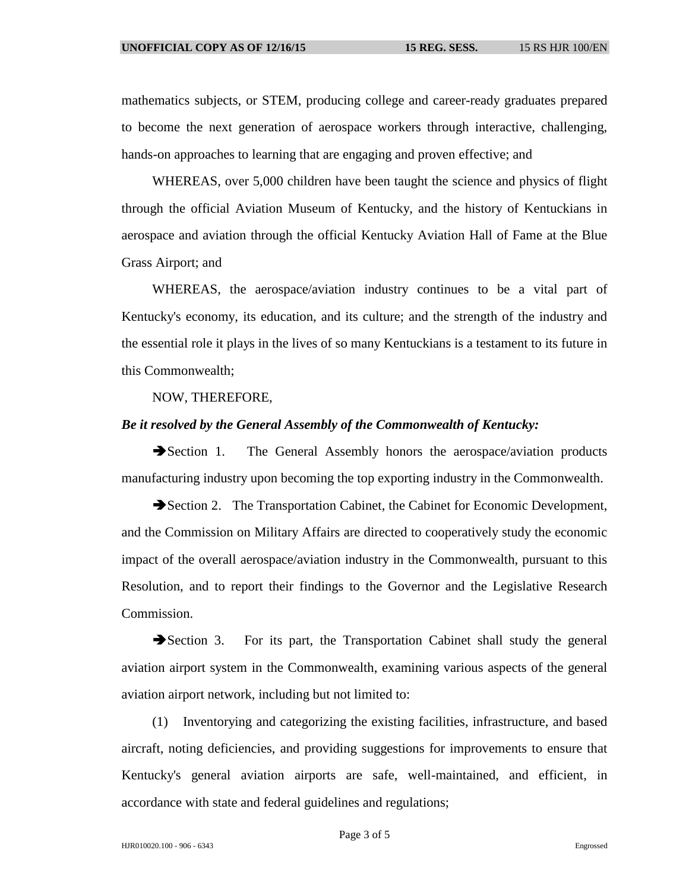mathematics subjects, or STEM, producing college and career-ready graduates prepared to become the next generation of aerospace workers through interactive, challenging, hands-on approaches to learning that are engaging and proven effective; and

WHEREAS, over 5,000 children have been taught the science and physics of flight through the official Aviation Museum of Kentucky, and the history of Kentuckians in aerospace and aviation through the official Kentucky Aviation Hall of Fame at the Blue Grass Airport; and

WHEREAS, the aerospace/aviation industry continues to be a vital part of Kentucky's economy, its education, and its culture; and the strength of the industry and the essential role it plays in the lives of so many Kentuckians is a testament to its future in this Commonwealth;

NOW, THEREFORE,

***Be it resolved by the General Assembly of the Commonwealth of Kentucky:***

➔Section 1. The General Assembly honors the aerospace/aviation products manufacturing industry upon becoming the top exporting industry in the Commonwealth.

➔Section 2. The Transportation Cabinet, the Cabinet for Economic Development, and the Commission on Military Affairs are directed to cooperatively study the economic impact of the overall aerospace/aviation industry in the Commonwealth, pursuant to this Resolution, and to report their findings to the Governor and the Legislative Research Commission.

➔Section 3. For its part, the Transportation Cabinet shall study the general aviation airport system in the Commonwealth, examining various aspects of the general aviation airport network, including but not limited to:

(1) Inventorying and categorizing the existing facilities, infrastructure, and based aircraft, noting deficiencies, and providing suggestions for improvements to ensure that Kentucky's general aviation airports are safe, well-maintained, and efficient, in accordance with state and federal guidelines and regulations;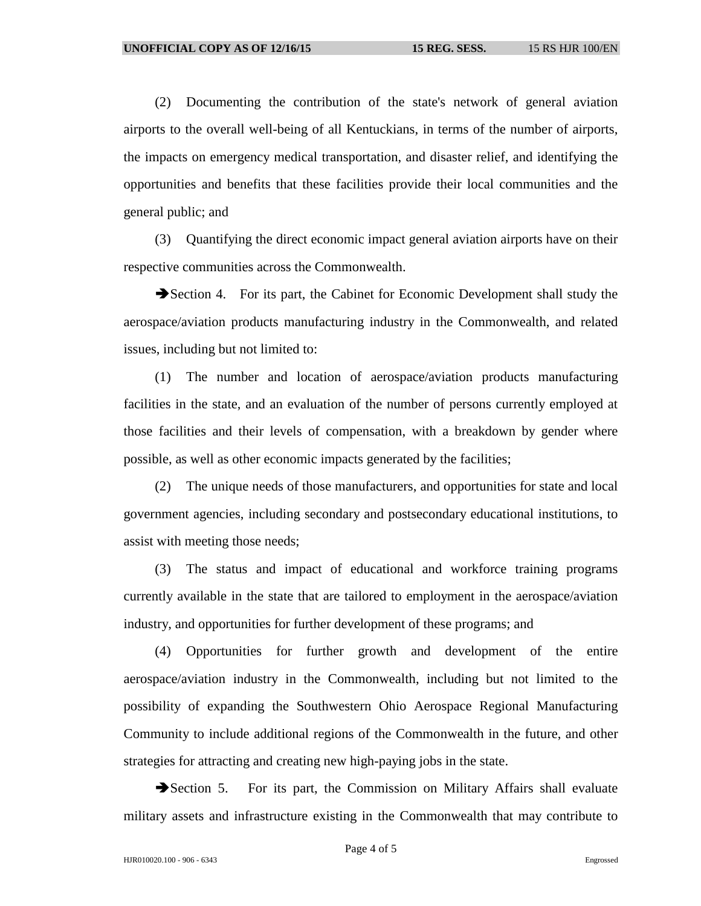(2) Documenting the contribution of the state's network of general aviation airports to the overall well-being of all Kentuckians, in terms of the number of airports, the impacts on emergency medical transportation, and disaster relief, and identifying the opportunities and benefits that these facilities provide their local communities and the general public; and

(3) Quantifying the direct economic impact general aviation airports have on their respective communities across the Commonwealth.

➔Section 4. For its part, the Cabinet for Economic Development shall study the aerospace/aviation products manufacturing industry in the Commonwealth, and related issues, including but not limited to:

(1) The number and location of aerospace/aviation products manufacturing facilities in the state, and an evaluation of the number of persons currently employed at those facilities and their levels of compensation, with a breakdown by gender where possible, as well as other economic impacts generated by the facilities;

(2) The unique needs of those manufacturers, and opportunities for state and local government agencies, including secondary and postsecondary educational institutions, to assist with meeting those needs;

(3) The status and impact of educational and workforce training programs currently available in the state that are tailored to employment in the aerospace/aviation industry, and opportunities for further development of these programs; and

(4) Opportunities for further growth and development of the entire aerospace/aviation industry in the Commonwealth, including but not limited to the possibility of expanding the Southwestern Ohio Aerospace Regional Manufacturing Community to include additional regions of the Commonwealth in the future, and other strategies for attracting and creating new high-paying jobs in the state.

➔Section 5. For its part, the Commission on Military Affairs shall evaluate military assets and infrastructure existing in the Commonwealth that may contribute to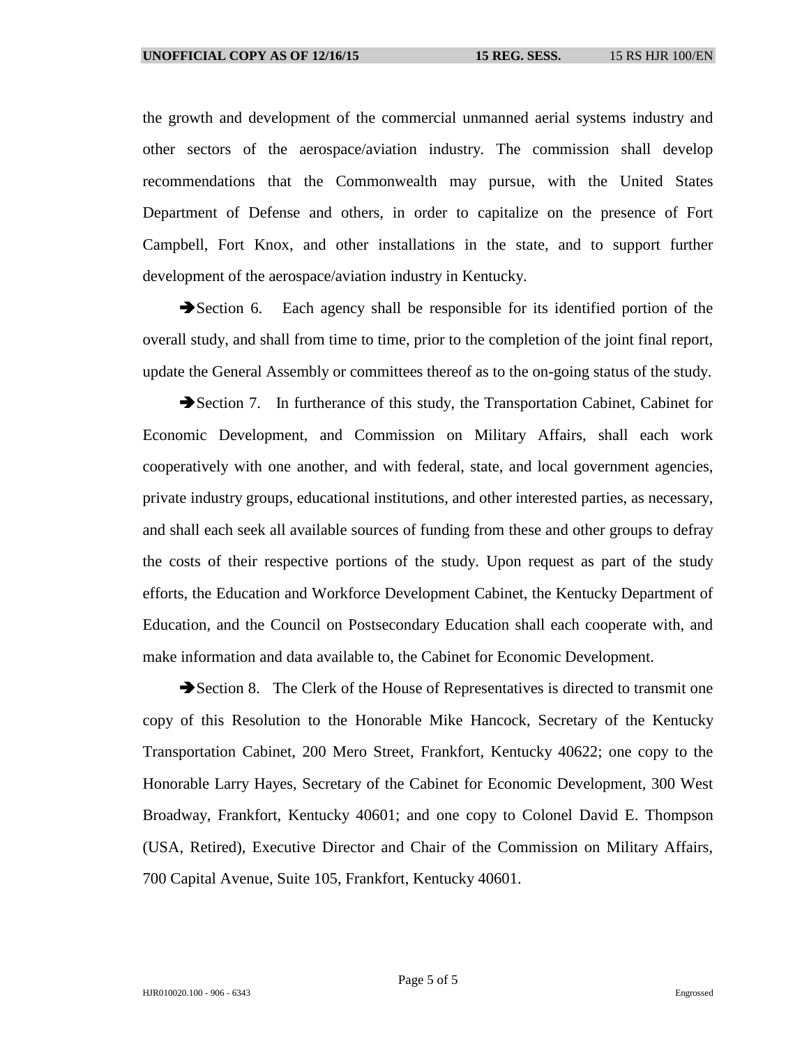the growth and development of the commercial unmanned aerial systems industry and other sectors of the aerospace/aviation industry. The commission shall develop recommendations that the Commonwealth may pursue, with the United States Department of Defense and others, in order to capitalize on the presence of Fort Campbell, Fort Knox, and other installations in the state, and to support further development of the aerospace/aviation industry in Kentucky.

➔Section 6. Each agency shall be responsible for its identified portion of the overall study, and shall from time to time, prior to the completion of the joint final report, update the General Assembly or committees thereof as to the on-going status of the study.

➔Section 7. In furtherance of this study, the Transportation Cabinet, Cabinet for Economic Development, and Commission on Military Affairs, shall each work cooperatively with one another, and with federal, state, and local government agencies, private industry groups, educational institutions, and other interested parties, as necessary, and shall each seek all available sources of funding from these and other groups to defray the costs of their respective portions of the study. Upon request as part of the study efforts, the Education and Workforce Development Cabinet, the Kentucky Department of Education, and the Council on Postsecondary Education shall each cooperate with, and make information and data available to, the Cabinet for Economic Development.

➔Section 8. The Clerk of the House of Representatives is directed to transmit one copy of this Resolution to the Honorable Mike Hancock, Secretary of the Kentucky Transportation Cabinet, 200 Mero Street, Frankfort, Kentucky 40622; one copy to the Honorable Larry Hayes, Secretary of the Cabinet for Economic Development, 300 West Broadway, Frankfort, Kentucky 40601; and one copy to Colonel David E. Thompson (USA, Retired), Executive Director and Chair of the Commission on Military Affairs, 700 Capital Avenue, Suite 105, Frankfort, Kentucky 40601.